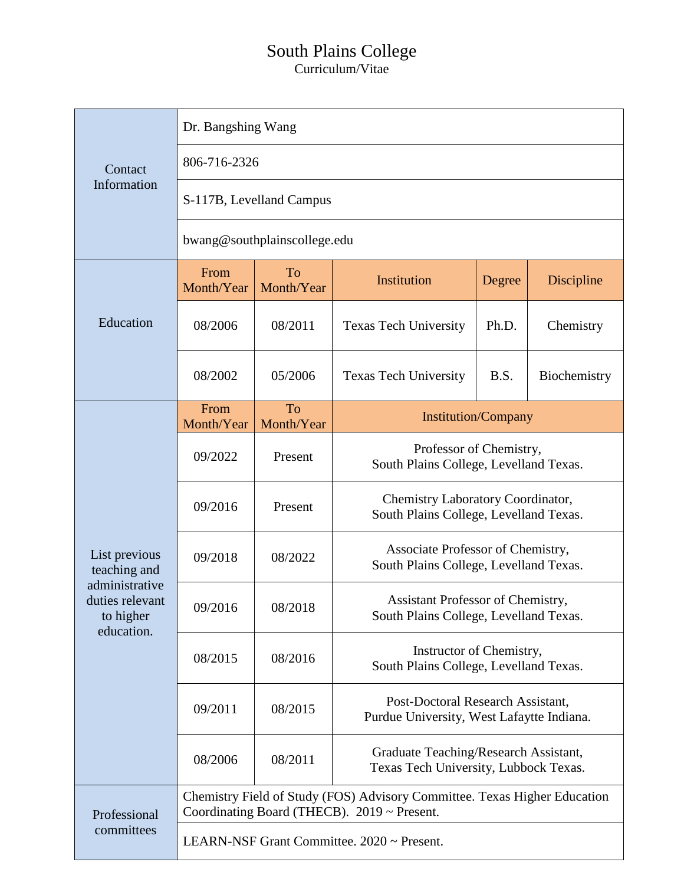# South Plains College

Curriculum/Vitae

| | | | | | |
|---|---|---|---|---|---|
| Contact Information | Dr. Bangshing Wang | | | | |
| | 806-716-2326 | | | | |
| | S-117B, Levelland Campus | | | | |
| | bwang@southplainscollege.edu | | | | |
| Education | From Month/Year | To Month/Year | Institution | Degree | Discipline |
| | 08/2006 | 08/2011 | Texas Tech University | Ph.D. | Chemistry |
| | 08/2002 | 05/2006 | Texas Tech University | B.S. | Biochemistry |
| List previous teaching and administrative duties relevant to higher education. | From Month/Year | To Month/Year | Institution/Company | | |
| | 09/2022 | Present | Professor of Chemistry, South Plains College, Levelland Texas. | | |
| | 09/2016 | Present | Chemistry Laboratory Coordinator, South Plains College, Levelland Texas. | | |
| | 09/2018 | 08/2022 | Associate Professor of Chemistry, South Plains College, Levelland Texas. | | |
| | 09/2016 | 08/2018 | Assistant Professor of Chemistry, South Plains College, Levelland Texas. | | |
| | 08/2015 | 08/2016 | Instructor of Chemistry, South Plains College, Levelland Texas. | | |
| | 09/2011 | 08/2015 | Post-Doctoral Research Assistant, Purdue University, West Lafaytte Indiana. | | |
| | 08/2006 | 08/2011 | Graduate Teaching/Research Assistant, Texas Tech University, Lubbock Texas. | | |
| Professional committees | Chemistry Field of Study (FOS) Advisory Committee. Texas Higher Education Coordinating Board (THECB). 2019 ~ Present. | | | | |
| | LEARN-NSF Grant Committee. 2020 ~ Present. | | | | |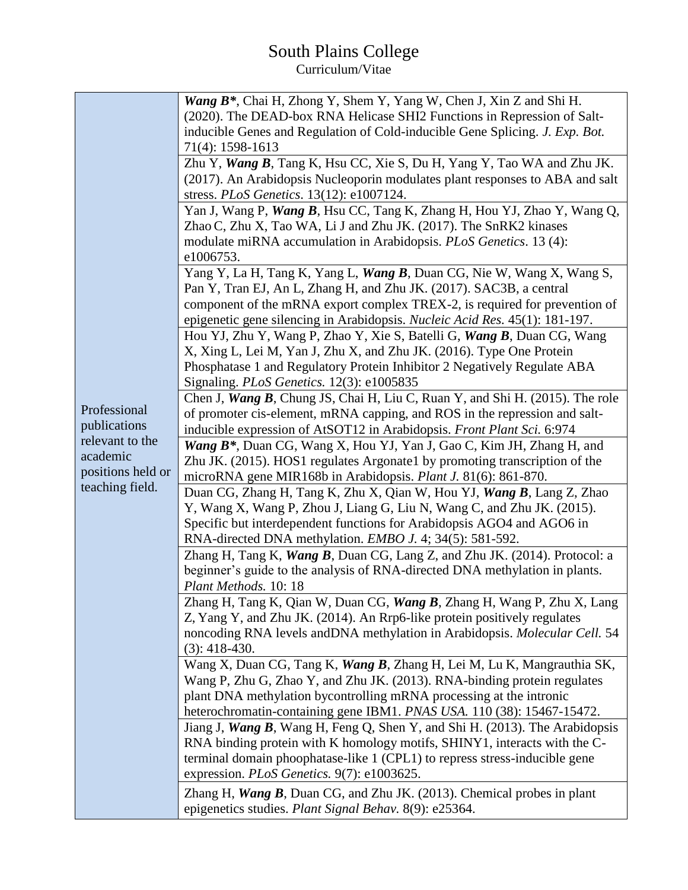# South Plains College

Curriculum/Vitae

| | |
|---|---|
| Professional publications relevant to the academic positions held or teaching field. | ***Wang B\****, Chai H, Zhong Y, Shem Y, Yang W, Chen J, Xin Z and Shi H. (2020). The DEAD-box RNA Helicase SHI2 Functions in Repression of Salt-inducible Genes and Regulation of Cold-inducible Gene Splicing. *J. Exp. Bot.* 71(4): 1598-1613 |
| | Zhu Y, ***Wang B***, Tang K, Hsu CC, Xie S, Du H, Yang Y, Tao WA and Zhu JK. (2017). An Arabidopsis Nucleoporin modulates plant responses to ABA and salt stress. *PLoS Genetics*. 13(12): e1007124. |
| | Yan J, Wang P, ***Wang B***, Hsu CC, Tang K, Zhang H, Hou YJ, Zhao Y, Wang Q, Zhao C, Zhu X, Tao WA, Li J and Zhu JK. (2017). The SnRK2 kinases modulate miRNA accumulation in Arabidopsis. *PLoS Genetics*. 13 (4): e1006753. |
| | Yang Y, La H, Tang K, Yang L, ***Wang B***, Duan CG, Nie W, Wang X, Wang S, Pan Y, Tran EJ, An L, Zhang H, and Zhu JK. (2017). SAC3B, a central component of the mRNA export complex TREX-2, is required for prevention of epigenetic gene silencing in Arabidopsis. *Nucleic Acid Res.* 45(1): 181-197. |
| | Hou YJ, Zhu Y, Wang P, Zhao Y, Xie S, Batelli G, ***Wang B***, Duan CG, Wang X, Xing L, Lei M, Yan J, Zhu X, and Zhu JK. (2016). Type One Protein Phosphatase 1 and Regulatory Protein Inhibitor 2 Negatively Regulate ABA Signaling. *PLoS Genetics.* 12(3): e1005835 |
| | Chen J, ***Wang B***, Chung JS, Chai H, Liu C, Ruan Y, and Shi H. (2015). The role of promoter cis-element, mRNA capping, and ROS in the repression and salt-inducible expression of AtSOT12 in Arabidopsis. *Front Plant Sci.* 6:974 |
| | ***Wang B\****, Duan CG, Wang X, Hou YJ, Yan J, Gao C, Kim JH, Zhang H, and Zhu JK. (2015). HOS1 regulates Argonate1 by promoting transcription of the microRNA gene MIR168b in Arabidopsis. *Plant J.* 81(6): 861-870. |
| | Duan CG, Zhang H, Tang K, Zhu X, Qian W, Hou YJ, ***Wang B***, Lang Z, Zhao Y, Wang X, Wang P, Zhou J, Liang G, Liu N, Wang C, and Zhu JK. (2015). Specific but interdependent functions for Arabidopsis AGO4 and AGO6 in RNA-directed DNA methylation. *EMBO J.* 4; 34(5): 581-592. |
| | Zhang H, Tang K, ***Wang B***, Duan CG, Lang Z, and Zhu JK. (2014). Protocol: a beginner's guide to the analysis of RNA-directed DNA methylation in plants. *Plant Methods.* 10: 18 |
| | Zhang H, Tang K, Qian W, Duan CG, ***Wang B***, Zhang H, Wang P, Zhu X, Lang Z, Yang Y, and Zhu JK. (2014). An Rrp6-like protein positively regulates noncoding RNA levels andDNA methylation in Arabidopsis. *Molecular Cell.* 54 (3): 418-430. |
| | Wang X, Duan CG, Tang K, ***Wang B***, Zhang H, Lei M, Lu K, Mangrauthia SK, Wang P, Zhu G, Zhao Y, and Zhu JK. (2013). RNA-binding protein regulates plant DNA methylation bycontrolling mRNA processing at the intronic heterochromatin-containing gene IBM1. *PNAS USA.* 110 (38): 15467-15472. |
| | Jiang J, ***Wang B***, Wang H, Feng Q, Shen Y, and Shi H. (2013). The Arabidopsis RNA binding protein with K homology motifs, SHINY1, interacts with the C-terminal domain phoophatase-like 1 (CPL1) to repress stress-inducible gene expression. *PLoS Genetics.* 9(7): e1003625. |
| | Zhang H, ***Wang B***, Duan CG, and Zhu JK. (2013). Chemical probes in plant epigenetics studies. *Plant Signal Behav.* 8(9): e25364. |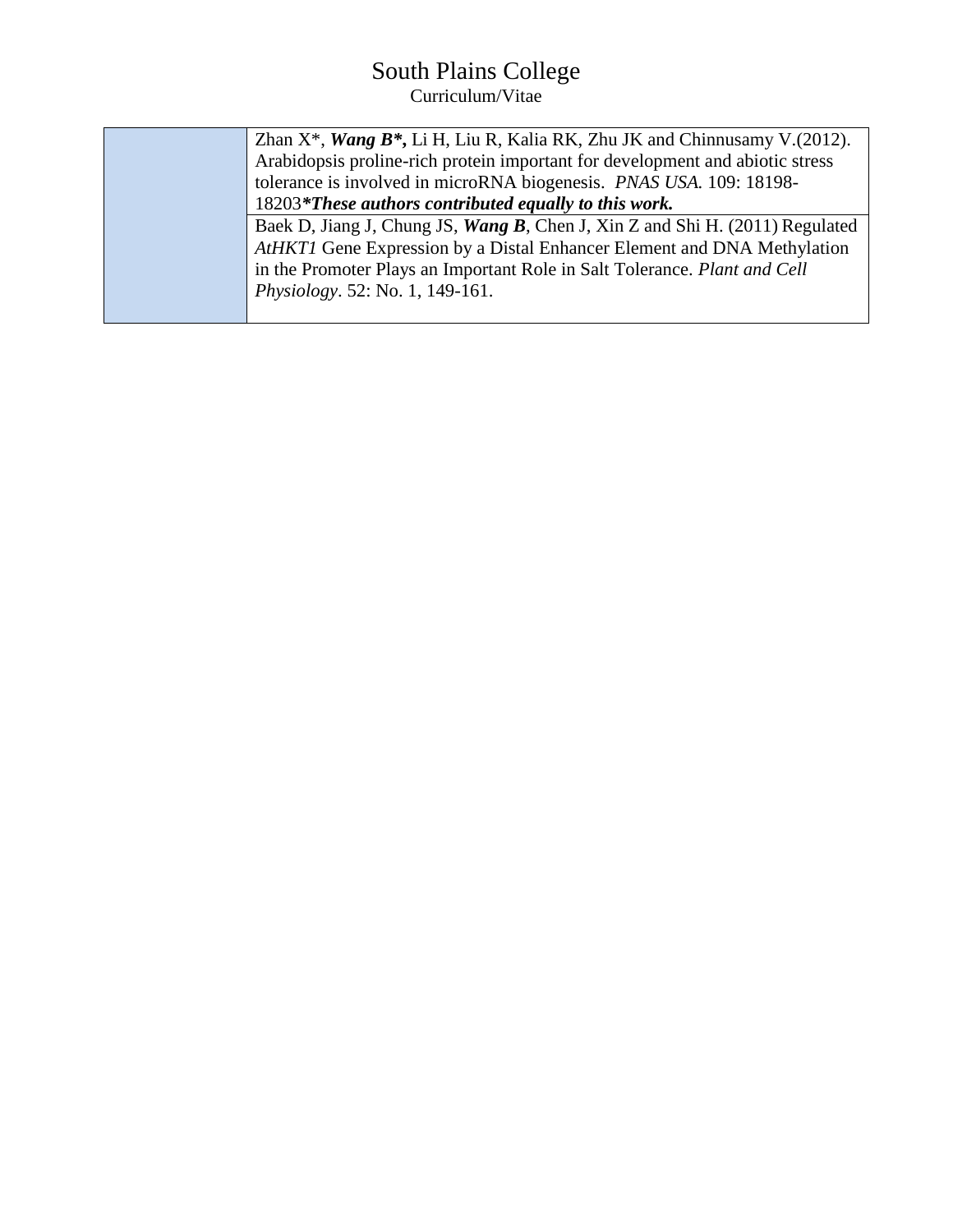| | |
|---|---|
| | Zhan X*, ***Wang B*,*** Li H, Liu R, Kalia RK, Zhu JK and Chinnusamy V.(2012). Arabidopsis proline-rich protein important for development and abiotic stress tolerance is involved in microRNA biogenesis. *PNAS USA.* 109: 18198-18203***These authors contributed equally to this work.*** |
| | Baek D, Jiang J, Chung JS, ***Wang B***, Chen J, Xin Z and Shi H. (2011) Regulated *AtHKT1* Gene Expression by a Distal Enhancer Element and DNA Methylation in the Promoter Plays an Important Role in Salt Tolerance. *Plant and Cell Physiology*. 52: No. 1, 149-161. |